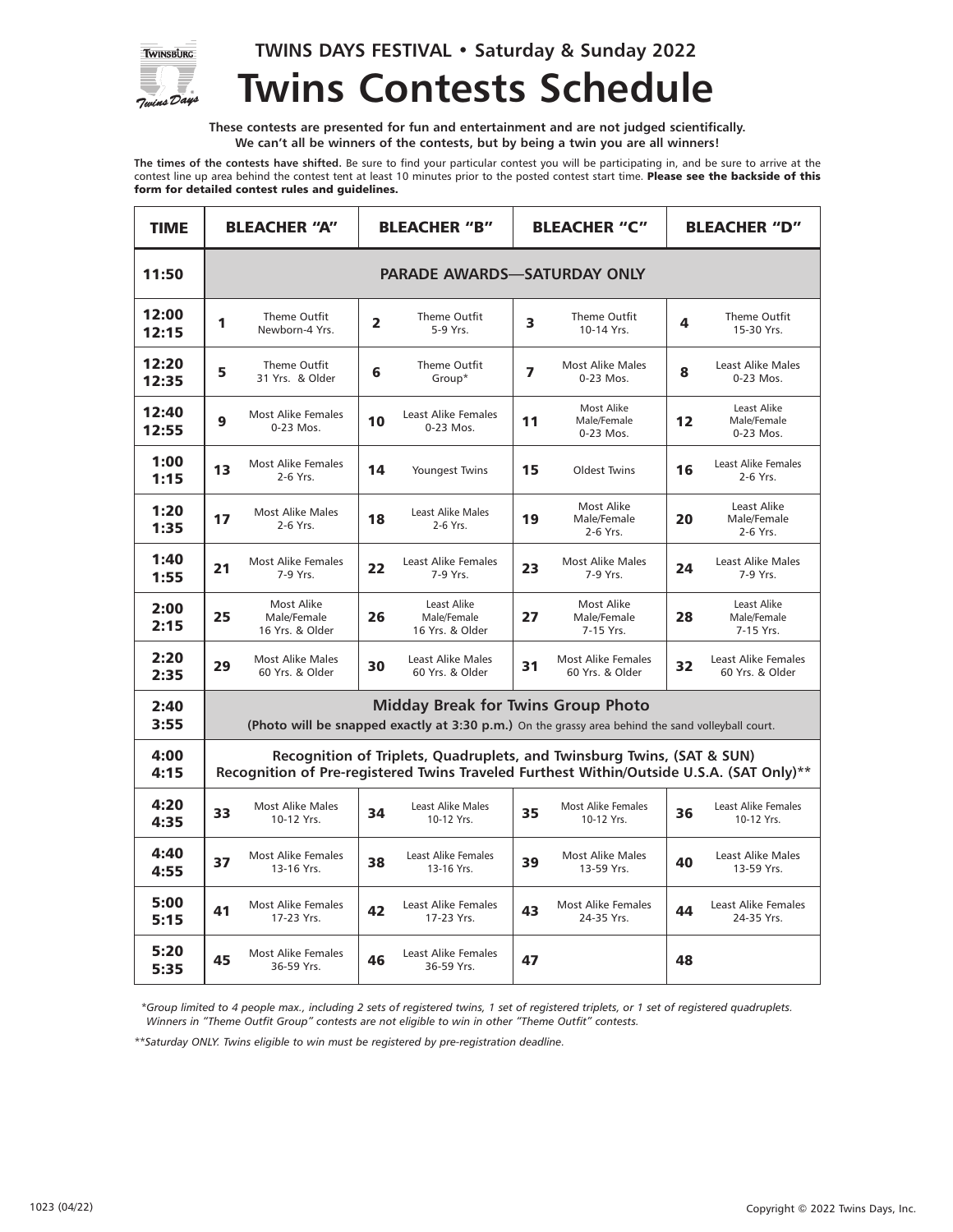TWINS DAYS FESTIVAL • Saturday & Sunday 2022

# Twins Contests Schedule

**These contests are presented for fun and entertainment and are not judged scientifically.**
**We can't all be winners of the contests, but by being a twin you are all winners!**

**The times of the contests have shifted.** Be sure to find your particular contest you will be participating in, and be sure to arrive at the contest line up area behind the contest tent at least 10 minutes prior to the posted contest start time. **Please see the backside of this form for detailed contest rules and guidelines.**

| TIME | BLEACHER "A" | BLEACHER "B" | BLEACHER "C" | BLEACHER "D" |
|---|---|---|---|---|
| 11:50 | **PARADE AWARDS—SATURDAY ONLY** | | | |
| 12:00 12:15 | **1** Theme Outfit Newborn-4 Yrs. | **2** Theme Outfit 5-9 Yrs. | **3** Theme Outfit 10-14 Yrs. | **4** Theme Outfit 15-30 Yrs. |
| 12:20 12:35 | **5** Theme Outfit 31 Yrs. & Older | **6** Theme Outfit Group* | **7** Most Alike Males 0-23 Mos. | **8** Least Alike Males 0-23 Mos. |
| 12:40 12:55 | **9** Most Alike Females 0-23 Mos. | **10** Least Alike Females 0-23 Mos. | **11** Most Alike Male/Female 0-23 Mos. | **12** Least Alike Male/Female 0-23 Mos. |
| 1:00 1:15 | **13** Most Alike Females 2-6 Yrs. | **14** Youngest Twins | **15** Oldest Twins | **16** Least Alike Females 2-6 Yrs. |
| 1:20 1:35 | **17** Most Alike Males 2-6 Yrs. | **18** Least Alike Males 2-6 Yrs. | **19** Most Alike Male/Female 2-6 Yrs. | **20** Least Alike Male/Female 2-6 Yrs. |
| 1:40 1:55 | **21** Most Alike Females 7-9 Yrs. | **22** Least Alike Females 7-9 Yrs. | **23** Most Alike Males 7-9 Yrs. | **24** Least Alike Males 7-9 Yrs. |
| 2:00 2:15 | **25** Most Alike Male/Female 16 Yrs. & Older | **26** Least Alike Male/Female 16 Yrs. & Older | **27** Most Alike Male/Female 7-15 Yrs. | **28** Least Alike Male/Female 7-15 Yrs. |
| 2:20 2:35 | **29** Most Alike Males 60 Yrs. & Older | **30** Least Alike Males 60 Yrs. & Older | **31** Most Alike Females 60 Yrs. & Older | **32** Least Alike Females 60 Yrs. & Older |
| 2:40 3:55 | **Midday Break for Twins Group Photo** **(Photo will be snapped exactly at 3:30 p.m.)** On the grassy area behind the sand volleyball court. | | | |
| 4:00 4:15 | **Recognition of Triplets, Quadruplets, and Twinsburg Twins, (SAT & SUN)** **Recognition of Pre-registered Twins Traveled Furthest Within/Outside U.S.A. (SAT Only)**** | | | |
| 4:20 4:35 | **33** Most Alike Males 10-12 Yrs. | **34** Least Alike Males 10-12 Yrs. | **35** Most Alike Females 10-12 Yrs. | **36** Least Alike Females 10-12 Yrs. |
| 4:40 4:55 | **37** Most Alike Females 13-16 Yrs. | **38** Least Alike Females 13-16 Yrs. | **39** Most Alike Males 13-59 Yrs. | **40** Least Alike Males 13-59 Yrs. |
| 5:00 5:15 | **41** Most Alike Females 17-23 Yrs. | **42** Least Alike Females 17-23 Yrs. | **43** Most Alike Females 24-35 Yrs. | **44** Least Alike Females 24-35 Yrs. |
| 5:20 5:35 | **45** Most Alike Females 36-59 Yrs. | **46** Least Alike Females 36-59 Yrs. | **47** | **48** |

*\*Group limited to 4 people max., including 2 sets of registered twins, 1 set of registered triplets, or 1 set of registered quadruplets. Winners in "Theme Outfit Group" contests are not eligible to win in other "Theme Outfit" contests.*

*\*\*Saturday ONLY. Twins eligible to win must be registered by pre-registration deadline.*

1023 (04/22)

Copyright © 2022 Twins Days, Inc.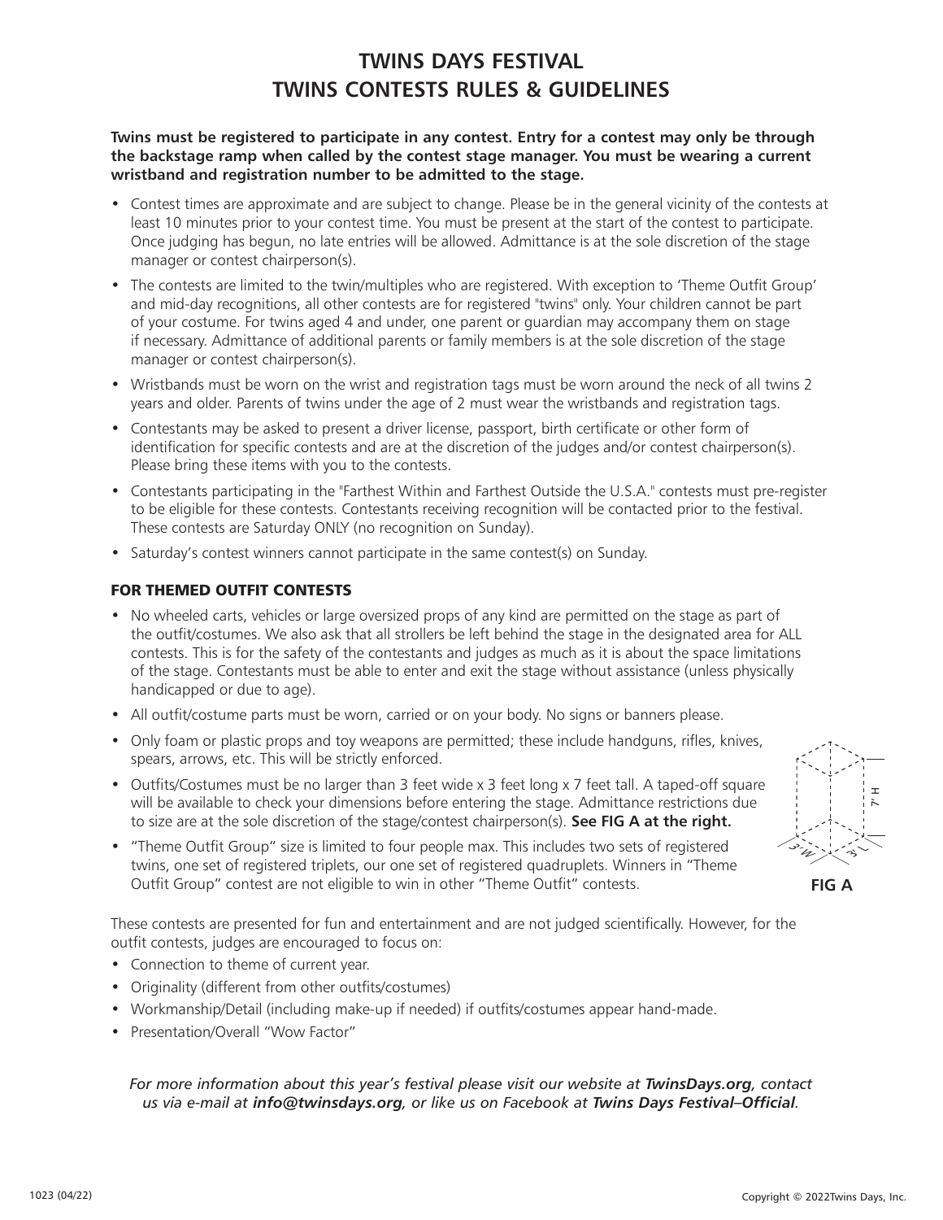# TWINS DAYS FESTIVAL
# TWINS CONTESTS RULES & GUIDELINES

**Twins must be registered to participate in any contest. Entry for a contest may only be through the backstage ramp when called by the contest stage manager. You must be wearing a current wristband and registration number to be admitted to the stage.**

- Contest times are approximate and are subject to change. Please be in the general vicinity of the contests at least 10 minutes prior to your contest time. You must be present at the start of the contest to participate. Once judging has begun, no late entries will be allowed. Admittance is at the sole discretion of the stage manager or contest chairperson(s).
- The contests are limited to the twin/multiples who are registered. With exception to 'Theme Outfit Group' and mid-day recognitions, all other contests are for registered "twins" only. Your children cannot be part of your costume. For twins aged 4 and under, one parent or guardian may accompany them on stage if necessary. Admittance of additional parents or family members is at the sole discretion of the stage manager or contest chairperson(s).
- Wristbands must be worn on the wrist and registration tags must be worn around the neck of all twins 2 years and older. Parents of twins under the age of 2 must wear the wristbands and registration tags.
- Contestants may be asked to present a driver license, passport, birth certificate or other form of identification for specific contests and are at the discretion of the judges and/or contest chairperson(s). Please bring these items with you to the contests.
- Contestants participating in the "Farthest Within and Farthest Outside the U.S.A." contests must pre-register to be eligible for these contests. Contestants receiving recognition will be contacted prior to the festival. These contests are Saturday ONLY (no recognition on Sunday).
- Saturday's contest winners cannot participate in the same contest(s) on Sunday.

## FOR THEMED OUTFIT CONTESTS

- No wheeled carts, vehicles or large oversized props of any kind are permitted on the stage as part of the outfit/costumes. We also ask that all strollers be left behind the stage in the designated area for ALL contests. This is for the safety of the contestants and judges as much as it is about the space limitations of the stage. Contestants must be able to enter and exit the stage without assistance (unless physically handicapped or due to age).
- All outfit/costume parts must be worn, carried or on your body. No signs or banners please.
- Only foam or plastic props and toy weapons are permitted; these include handguns, rifles, knives, spears, arrows, etc. This will be strictly enforced.
- Outfits/Costumes must be no larger than 3 feet wide x 3 feet long x 7 feet tall. A taped-off square will be available to check your dimensions before entering the stage. Admittance restrictions due to size are at the sole discretion of the stage/contest chairperson(s). **See FIG A at the right.**
- "Theme Outfit Group" size is limited to four people max. This includes two sets of registered twins, one set of registered triplets, our one set of registered quadruplets. Winners in "Theme Outfit Group" contest are not eligible to win in other "Theme Outfit" contests.

7' H
3' W
3' L

**FIG A**

These contests are presented for fun and entertainment and are not judged scientifically. However, for the outfit contests, judges are encouraged to focus on:

- Connection to theme of current year.
- Originality (different from other outfits/costumes)
- Workmanship/Detail (including make-up if needed) if outfits/costumes appear hand-made.
- Presentation/Overall "Wow Factor"

*For more information about this year's festival please visit our website at **TwinsDays.org**, contact us via e-mail at **info@twinsdays.org**, or like us on Facebook at **Twins Days Festival–Official**.*

1023 (04/22)

Copyright © 2022Twins Days, Inc.